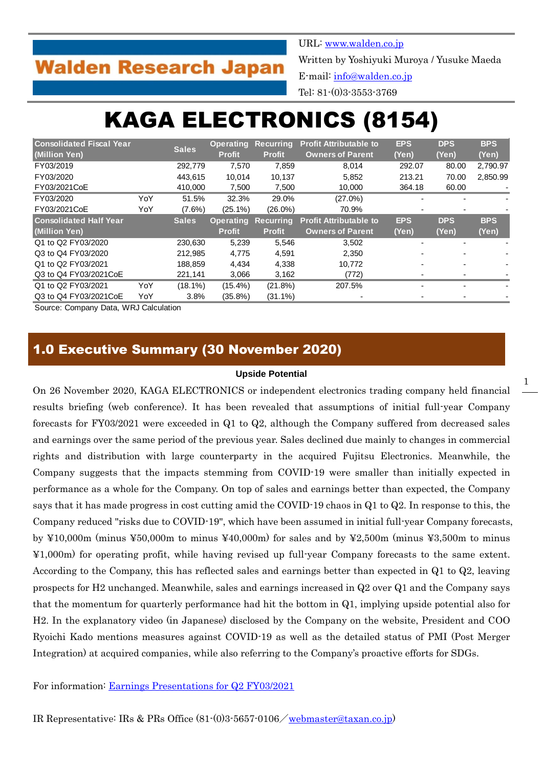Walden Research Japan

URL: www.walden.co.jp
Written by Yoshiyuki Muroya / Yusuke Maeda
E-mail: info@walden.co.jp
Tel: 81-(0)3-3553-3769

# KAGA ELECTRONICS (8154)

| Consolidated Fiscal Year (Million Yen) | | Sales | Operating Profit | Recurring Profit | Profit Attributable to Owners of Parent | EPS (Yen) | DPS (Yen) | BPS (Yen) |
|---|---|---|---|---|---|---|---|---|
| FY03/2019 | | 292,779 | 7,570 | 7,859 | 8,014 | 292.07 | 80.00 | 2,790.97 |
| FY03/2020 | | 443,615 | 10,014 | 10,137 | 5,852 | 213.21 | 70.00 | 2,850.99 |
| FY03/2021CoE | | 410,000 | 7,500 | 7,500 | 10,000 | 364.18 | 60.00 | - |
| FY03/2020 | YoY | 51.5% | 32.3% | 29.0% | (27.0%) | - | - | - |
| FY03/2021CoE | YoY | (7.6%) | (25.1%) | (26.0%) | 70.9% | - | - | - |
| **Consolidated Half Year (Million Yen)** | | **Sales** | **Operating Profit** | **Recurring Profit** | **Profit Attributable to Owners of Parent** | **EPS (Yen)** | **DPS (Yen)** | **BPS (Yen)** |
| Q1 to Q2 FY03/2020 | | 230,630 | 5,239 | 5,546 | 3,502 | - | - | - |
| Q3 to Q4 FY03/2020 | | 212,985 | 4,775 | 4,591 | 2,350 | - | - | - |
| Q1 to Q2 FY03/2021 | | 188,859 | 4,434 | 4,338 | 10,772 | - | - | - |
| Q3 to Q4 FY03/2021CoE | | 221,141 | 3,066 | 3,162 | (772) | - | - | - |
| Q1 to Q2 FY03/2021 | YoY | (18.1%) | (15.4%) | (21.8%) | 207.5% | - | - | - |
| Q3 to Q4 FY03/2021CoE | YoY | 3.8% | (35.8%) | (31.1%) | - | - | - | - |

Source: Company Data, WRJ Calculation

## 1.0 Executive Summary (30 November 2020)

**Upside Potential**

On 26 November 2020, KAGA ELECTRONICS or independent electronics trading company held financial results briefing (web conference). It has been revealed that assumptions of initial full-year Company forecasts for FY03/2021 were exceeded in Q1 to Q2, although the Company suffered from decreased sales and earnings over the same period of the previous year. Sales declined due mainly to changes in commercial rights and distribution with large counterparty in the acquired Fujitsu Electronics. Meanwhile, the Company suggests that the impacts stemming from COVID-19 were smaller than initially expected in performance as a whole for the Company. On top of sales and earnings better than expected, the Company says that it has made progress in cost cutting amid the COVID-19 chaos in Q1 to Q2. In response to this, the Company reduced "risks due to COVID-19", which have been assumed in initial full-year Company forecasts, by ¥10,000m (minus ¥50,000m to minus ¥40,000m) for sales and by ¥2,500m (minus ¥3,500m to minus ¥1,000m) for operating profit, while having revised up full-year Company forecasts to the same extent. According to the Company, this has reflected sales and earnings better than expected in Q1 to Q2, leaving prospects for H2 unchanged. Meanwhile, sales and earnings increased in Q2 over Q1 and the Company says that the momentum for quarterly performance had hit the bottom in Q1, implying upside potential also for H2. In the explanatory video (in Japanese) disclosed by the Company on the website, President and COO Ryoichi Kado mentions measures against COVID-19 as well as the detailed status of PMI (Post Merger Integration) at acquired companies, while also referring to the Company's proactive efforts for SDGs.

For information: Earnings Presentations for Q2 FY03/2021

IR Representative: IRs & PRs Office (81-(0)3-5657-0106／webmaster@taxan.co.jp)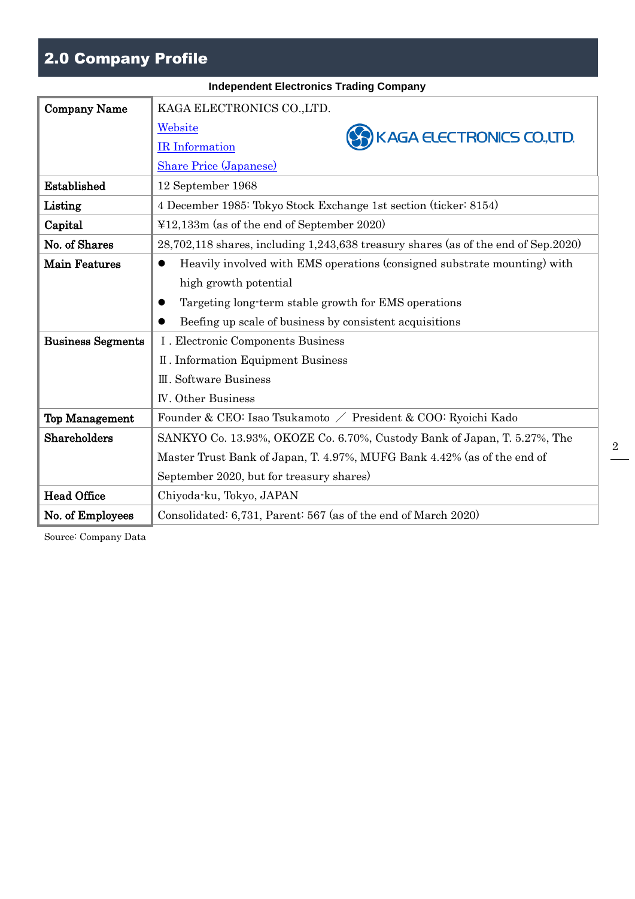## 2.0 Company Profile

**Independent Electronics Trading Company**

| Company Name | KAGA ELECTRONICS CO.,LTD.<br>Website<br>IR Information<br>Share Price (Japanese) |
|---|---|
| Established | 12 September 1968 |
| Listing | 4 December 1985: Tokyo Stock Exchange 1st section (ticker: 8154) |
| Capital | ¥12,133m (as of the end of September 2020) |
| No. of Shares | 28,702,118 shares, including 1,243,638 treasury shares (as of the end of Sep.2020) |
| Main Features | ● Heavily involved with EMS operations (consigned substrate mounting) with high growth potential<br>● Targeting long-term stable growth for EMS operations<br>● Beefing up scale of business by consistent acquisitions |
| Business Segments | Ⅰ. Electronic Components Business<br>Ⅱ. Information Equipment Business<br>Ⅲ. Software Business<br>Ⅳ. Other Business |
| Top Management | Founder & CEO: Isao Tsukamoto ／ President & COO: Ryoichi Kado |
| Shareholders | SANKYO Co. 13.93%, OKOZE Co. 6.70%, Custody Bank of Japan, T. 5.27%, The Master Trust Bank of Japan, T. 4.97%, MUFG Bank 4.42% (as of the end of September 2020, but for treasury shares) |
| Head Office | Chiyoda-ku, Tokyo, JAPAN |
| No. of Employees | Consolidated: 6,731, Parent: 567 (as of the end of March 2020) |

Source: Company Data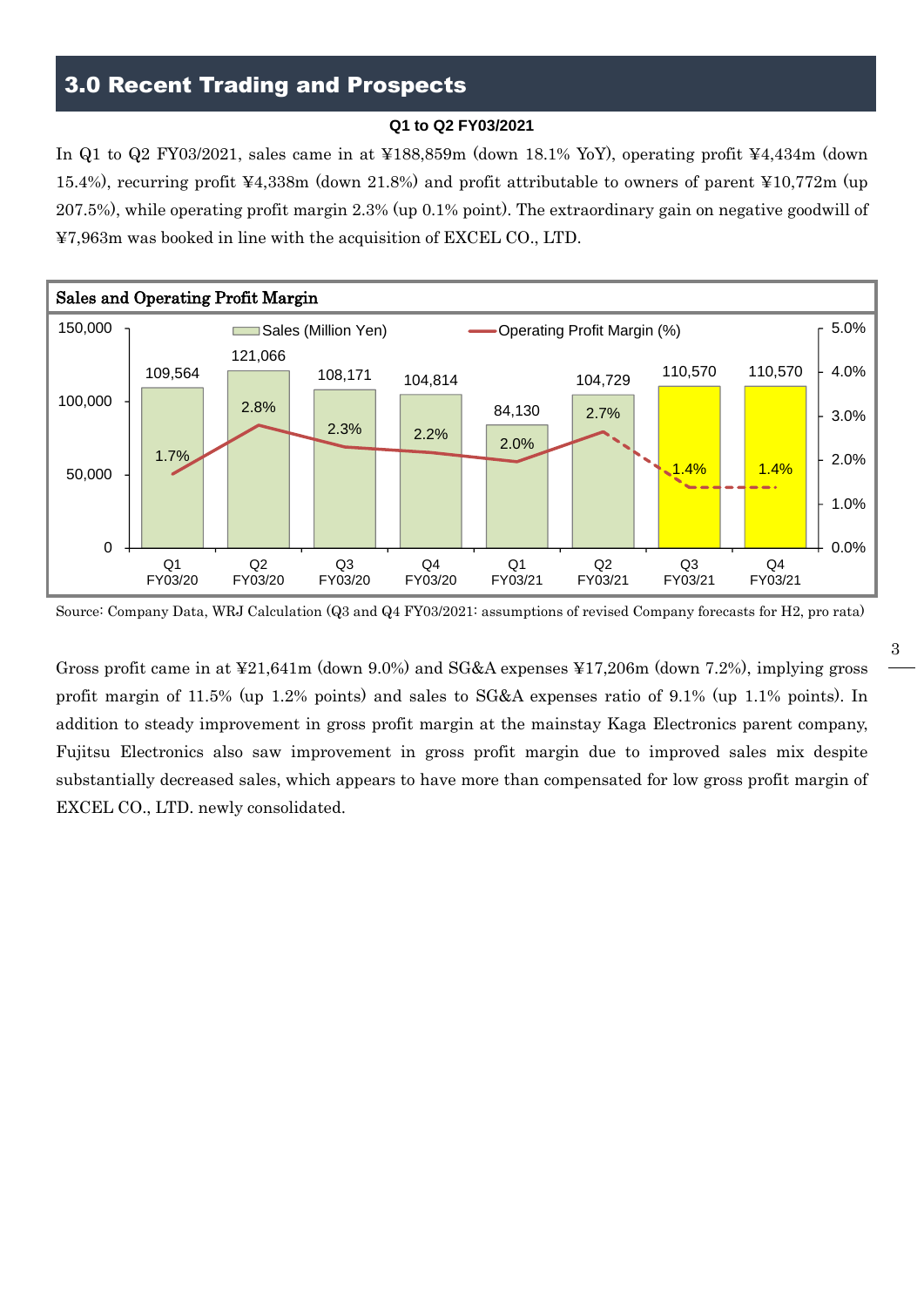## 3.0 Recent Trading and Prospects

**Q1 to Q2 FY03/2021**

In Q1 to Q2 FY03/2021, sales came in at ¥188,859m (down 18.1% YoY), operating profit ¥4,434m (down 15.4%), recurring profit ¥4,338m (down 21.8%) and profit attributable to owners of parent ¥10,772m (up 207.5%), while operating profit margin 2.3% (up 0.1% point). The extraordinary gain on negative goodwill of ¥7,963m was booked in line with the acquisition of EXCEL CO., LTD.

**Sales and Operating Profit Margin**

| | Q1 FY03/20 | Q2 FY03/20 | Q3 FY03/20 | Q4 FY03/20 | Q1 FY03/21 | Q2 FY03/21 | Q3 FY03/21 | Q4 FY03/21 |
|---|---|---|---|---|---|---|---|---|
| Sales (Million Yen) | 109,564 | 121,066 | 108,171 | 104,814 | 84,130 | 104,729 | 110,570 | 110,570 |
| Operating Profit Margin (%) | 1.7% | 2.8% | 2.3% | 2.2% | 2.0% | 2.7% | 1.4% | 1.4% |

Source: Company Data, WRJ Calculation (Q3 and Q4 FY03/2021: assumptions of revised Company forecasts for H2, pro rata)

Gross profit came in at ¥21,641m (down 9.0%) and SG&A expenses ¥17,206m (down 7.2%), implying gross profit margin of 11.5% (up 1.2% points) and sales to SG&A expenses ratio of 9.1% (up 1.1% points). In addition to steady improvement in gross profit margin at the mainstay Kaga Electronics parent company, Fujitsu Electronics also saw improvement in gross profit margin due to improved sales mix despite substantially decreased sales, which appears to have more than compensated for low gross profit margin of EXCEL CO., LTD. newly consolidated.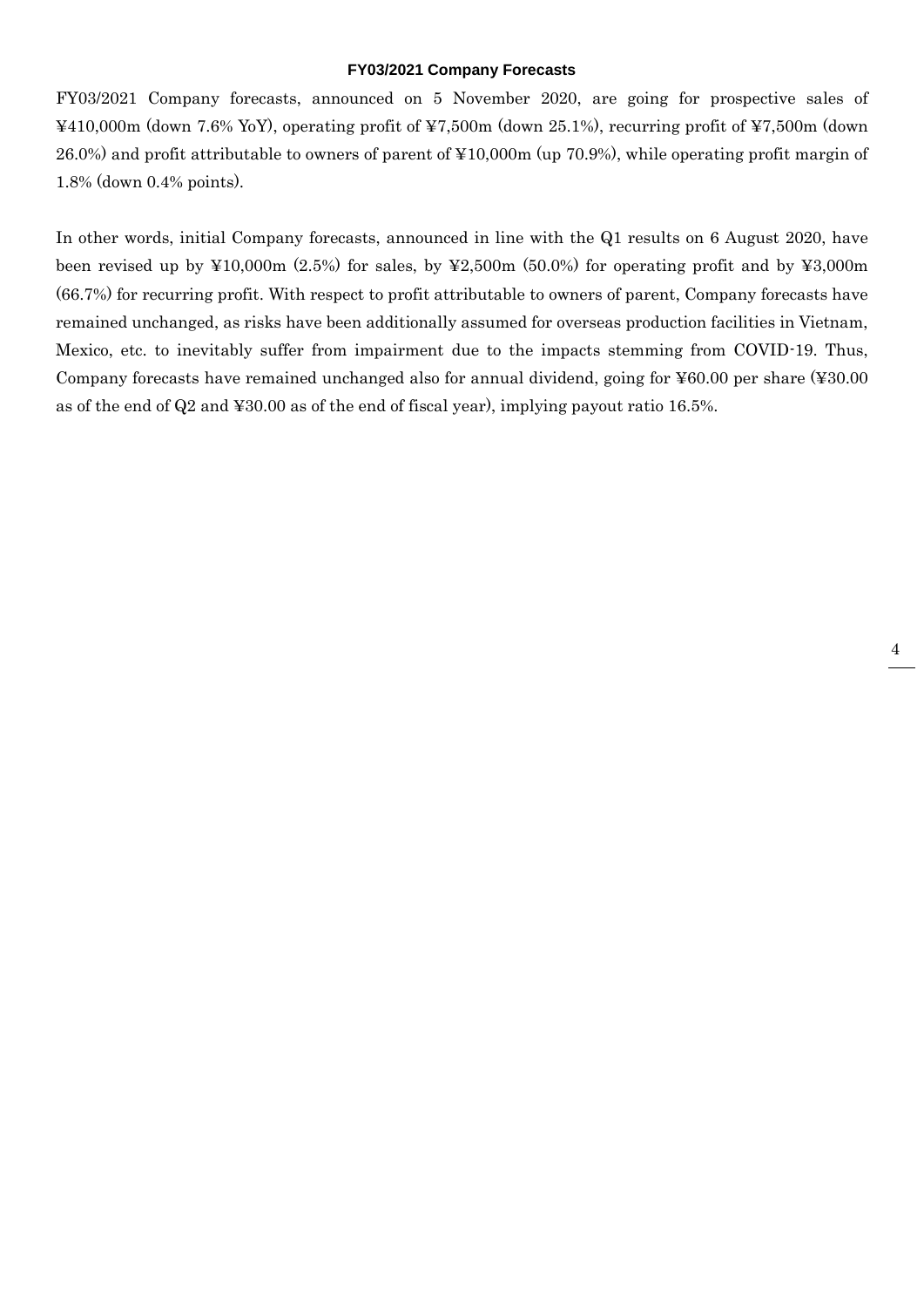### FY03/2021 Company Forecasts

FY03/2021 Company forecasts, announced on 5 November 2020, are going for prospective sales of ¥410,000m (down 7.6% YoY), operating profit of ¥7,500m (down 25.1%), recurring profit of ¥7,500m (down 26.0%) and profit attributable to owners of parent of ¥10,000m (up 70.9%), while operating profit margin of 1.8% (down 0.4% points).

In other words, initial Company forecasts, announced in line with the Q1 results on 6 August 2020, have been revised up by ¥10,000m (2.5%) for sales, by ¥2,500m (50.0%) for operating profit and by ¥3,000m (66.7%) for recurring profit. With respect to profit attributable to owners of parent, Company forecasts have remained unchanged, as risks have been additionally assumed for overseas production facilities in Vietnam, Mexico, etc. to inevitably suffer from impairment due to the impacts stemming from COVID-19. Thus, Company forecasts have remained unchanged also for annual dividend, going for ¥60.00 per share (¥30.00 as of the end of Q2 and ¥30.00 as of the end of fiscal year), implying payout ratio 16.5%.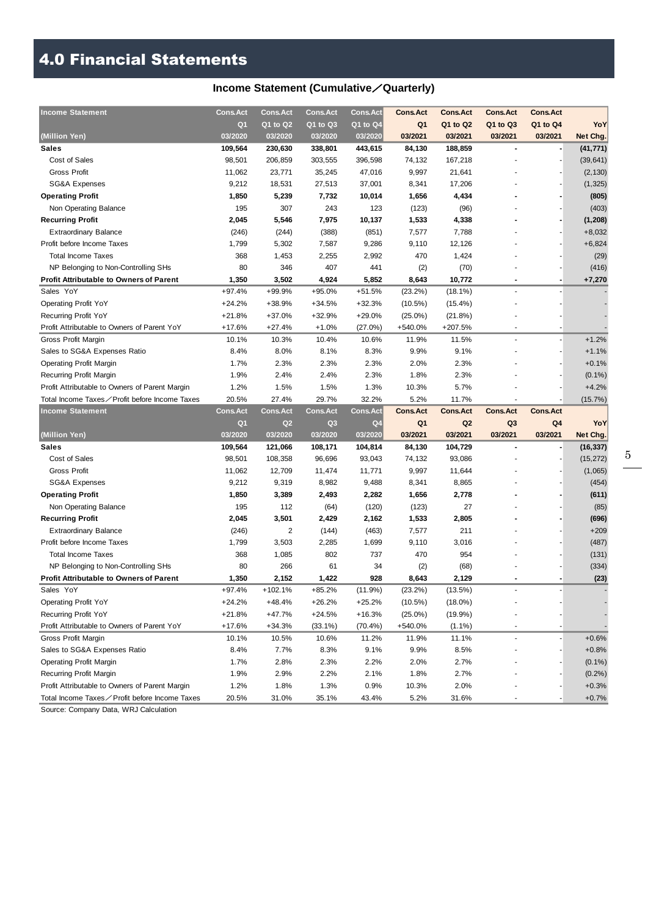# 4.0 Financial Statements

### Income Statement (Cumulative／Quarterly)

| Income Statement | Cons.Act | Cons.Act | Cons.Act | Cons.Act | Cons.Act | Cons.Act | Cons.Act | Cons.Act | |
|---|---|---|---|---|---|---|---|---|---|
| | Q1 | Q1 to Q2 | Q1 to Q3 | Q1 to Q4 | Q1 | Q1 to Q2 | Q1 to Q3 | Q1 to Q4 | YoY |
| (Million Yen) | 03/2020 | 03/2020 | 03/2020 | 03/2020 | 03/2021 | 03/2021 | 03/2021 | 03/2021 | Net Chg. |
| **Sales** | **109,564** | **230,630** | **338,801** | **443,615** | **84,130** | **188,859** | **-** | **-** | **(41,771)** |
| Cost of Sales | 98,501 | 206,859 | 303,555 | 396,598 | 74,132 | 167,218 | - | - | (39,641) |
| Gross Profit | 11,062 | 23,771 | 35,245 | 47,016 | 9,997 | 21,641 | - | - | (2,130) |
| SG&A Expenses | 9,212 | 18,531 | 27,513 | 37,001 | 8,341 | 17,206 | - | - | (1,325) |
| **Operating Profit** | **1,850** | **5,239** | **7,732** | **10,014** | **1,656** | **4,434** | **-** | **-** | **(805)** |
| Non Operating Balance | 195 | 307 | 243 | 123 | (123) | (96) | - | - | (403) |
| **Recurring Profit** | **2,045** | **5,546** | **7,975** | **10,137** | **1,533** | **4,338** | **-** | **-** | **(1,208)** |
| Extraordinary Balance | (246) | (244) | (388) | (851) | 7,577 | 7,788 | - | - | +8,032 |
| Profit before Income Taxes | 1,799 | 5,302 | 7,587 | 9,286 | 9,110 | 12,126 | - | - | +6,824 |
| Total Income Taxes | 368 | 1,453 | 2,255 | 2,992 | 470 | 1,424 | - | - | (29) |
| NP Belonging to Non-Controlling SHs | 80 | 346 | 407 | 441 | (2) | (70) | - | - | (416) |
| **Profit Attributable to Owners of Parent** | **1,350** | **3,502** | **4,924** | **5,852** | **8,643** | **10,772** | **-** | **-** | **+7,270** |
| Sales YoY | +97.4% | +99.9% | +95.0% | +51.5% | (23.2%) | (18.1%) | - | - | - |
| Operating Profit YoY | +24.2% | +38.9% | +34.5% | +32.3% | (10.5%) | (15.4%) | - | - | - |
| Recurring Profit YoY | +21.8% | +37.0% | +32.9% | +29.0% | (25.0%) | (21.8%) | - | - | - |
| Profit Attributable to Owners of Parent YoY | +17.6% | +27.4% | +1.0% | (27.0%) | +540.0% | +207.5% | - | - | - |
| Gross Profit Margin | 10.1% | 10.3% | 10.4% | 10.6% | 11.9% | 11.5% | - | - | +1.2% |
| Sales to SG&A Expenses Ratio | 8.4% | 8.0% | 8.1% | 8.3% | 9.9% | 9.1% | - | - | +1.1% |
| Operating Profit Margin | 1.7% | 2.3% | 2.3% | 2.3% | 2.0% | 2.3% | - | - | +0.1% |
| Recurring Profit Margin | 1.9% | 2.4% | 2.4% | 2.3% | 1.8% | 2.3% | - | - | (0.1%) |
| Profit Attributable to Owners of Parent Margin | 1.2% | 1.5% | 1.5% | 1.3% | 10.3% | 5.7% | - | - | +4.2% |
| Total Income Taxes／Profit before Income Taxes | 20.5% | 27.4% | 29.7% | 32.2% | 5.2% | 11.7% | - | - | (15.7%) |

| Income Statement | Cons.Act | Cons.Act | Cons.Act | Cons.Act | Cons.Act | Cons.Act | Cons.Act | Cons.Act | |
|---|---|---|---|---|---|---|---|---|---|
| | Q1 | Q2 | Q3 | Q4 | Q1 | Q2 | Q3 | Q4 | YoY |
| (Million Yen) | 03/2020 | 03/2020 | 03/2020 | 03/2020 | 03/2021 | 03/2021 | 03/2021 | 03/2021 | Net Chg. |
| **Sales** | **109,564** | **121,066** | **108,171** | **104,814** | **84,130** | **104,729** | **-** | **-** | **(16,337)** |
| Cost of Sales | 98,501 | 108,358 | 96,696 | 93,043 | 74,132 | 93,086 | - | - | (15,272) |
| Gross Profit | 11,062 | 12,709 | 11,474 | 11,771 | 9,997 | 11,644 | - | - | (1,065) |
| SG&A Expenses | 9,212 | 9,319 | 8,982 | 9,488 | 8,341 | 8,865 | - | - | (454) |
| **Operating Profit** | **1,850** | **3,389** | **2,493** | **2,282** | **1,656** | **2,778** | **-** | **-** | **(611)** |
| Non Operating Balance | 195 | 112 | (64) | (120) | (123) | 27 | - | - | (85) |
| **Recurring Profit** | **2,045** | **3,501** | **2,429** | **2,162** | **1,533** | **2,805** | **-** | **-** | **(696)** |
| Extraordinary Balance | (246) | 2 | (144) | (463) | 7,577 | 211 | - | - | +209 |
| Profit before Income Taxes | 1,799 | 3,503 | 2,285 | 1,699 | 9,110 | 3,016 | - | - | (487) |
| Total Income Taxes | 368 | 1,085 | 802 | 737 | 470 | 954 | - | - | (131) |
| NP Belonging to Non-Controlling SHs | 80 | 266 | 61 | 34 | (2) | (68) | - | - | (334) |
| **Profit Attributable to Owners of Parent** | **1,350** | **2,152** | **1,422** | **928** | **8,643** | **2,129** | **-** | **-** | **(23)** |
| Sales YoY | +97.4% | +102.1% | +85.2% | (11.9%) | (23.2%) | (13.5%) | - | - | - |
| Operating Profit YoY | +24.2% | +48.4% | +26.2% | +25.2% | (10.5%) | (18.0%) | - | - | - |
| Recurring Profit YoY | +21.8% | +47.7% | +24.5% | +16.3% | (25.0%) | (19.9%) | - | - | - |
| Profit Attributable to Owners of Parent YoY | +17.6% | +34.3% | (33.1%) | (70.4%) | +540.0% | (1.1%) | - | - | - |
| Gross Profit Margin | 10.1% | 10.5% | 10.6% | 11.2% | 11.9% | 11.1% | - | - | +0.6% |
| Sales to SG&A Expenses Ratio | 8.4% | 7.7% | 8.3% | 9.1% | 9.9% | 8.5% | - | - | +0.8% |
| Operating Profit Margin | 1.7% | 2.8% | 2.3% | 2.2% | 2.0% | 2.7% | - | - | (0.1%) |
| Recurring Profit Margin | 1.9% | 2.9% | 2.2% | 2.1% | 1.8% | 2.7% | - | - | (0.2%) |
| Profit Attributable to Owners of Parent Margin | 1.2% | 1.8% | 1.3% | 0.9% | 10.3% | 2.0% | - | - | +0.3% |
| Total Income Taxes／Profit before Income Taxes | 20.5% | 31.0% | 35.1% | 43.4% | 5.2% | 31.6% | - | - | +0.7% |

Source: Company Data, WRJ Calculation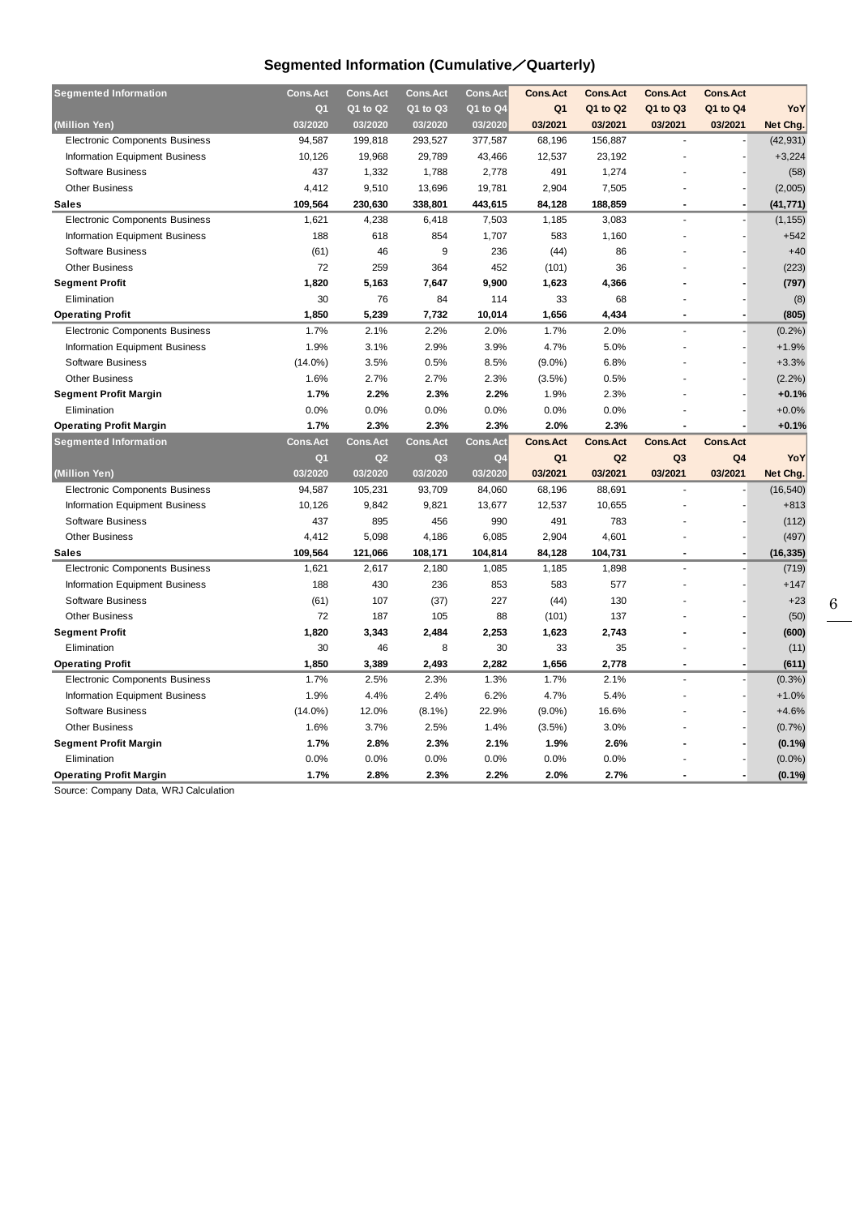## Segmented Information (Cumulative／Quarterly)

| Segmented Information | Cons.Act | Cons.Act | Cons.Act | Cons.Act | Cons.Act | Cons.Act | Cons.Act | Cons.Act | |
|---|---|---|---|---|---|---|---|---|---|
| | Q1 | Q1 to Q2 | Q1 to Q3 | Q1 to Q4 | Q1 | Q1 to Q2 | Q1 to Q3 | Q1 to Q4 | YoY |
| (Million Yen) | 03/2020 | 03/2020 | 03/2020 | 03/2020 | 03/2021 | 03/2021 | 03/2021 | 03/2021 | Net Chg. |
| Electronic Components Business | 94,587 | 199,818 | 293,527 | 377,587 | 68,196 | 156,887 | - | - | (42,931) |
| Information Equipment Business | 10,126 | 19,968 | 29,789 | 43,466 | 12,537 | 23,192 | - | - | +3,224 |
| Software Business | 437 | 1,332 | 1,788 | 2,778 | 491 | 1,274 | - | - | (58) |
| Other Business | 4,412 | 9,510 | 13,696 | 19,781 | 2,904 | 7,505 | - | - | (2,005) |
| **Sales** | **109,564** | **230,630** | **338,801** | **443,615** | **84,128** | **188,859** | **-** | **-** | **(41,771)** |
| Electronic Components Business | 1,621 | 4,238 | 6,418 | 7,503 | 1,185 | 3,083 | - | - | (1,155) |
| Information Equipment Business | 188 | 618 | 854 | 1,707 | 583 | 1,160 | - | - | +542 |
| Software Business | (61) | 46 | 9 | 236 | (44) | 86 | - | - | +40 |
| Other Business | 72 | 259 | 364 | 452 | (101) | 36 | - | - | (223) |
| **Segment Profit** | **1,820** | **5,163** | **7,647** | **9,900** | **1,623** | **4,366** | **-** | **-** | **(797)** |
| Elimination | 30 | 76 | 84 | 114 | 33 | 68 | - | - | (8) |
| **Operating Profit** | **1,850** | **5,239** | **7,732** | **10,014** | **1,656** | **4,434** | **-** | **-** | **(805)** |
| Electronic Components Business | 1.7% | 2.1% | 2.2% | 2.0% | 1.7% | 2.0% | - | - | (0.2%) |
| Information Equipment Business | 1.9% | 3.1% | 2.9% | 3.9% | 4.7% | 5.0% | - | - | +1.9% |
| Software Business | (14.0%) | 3.5% | 0.5% | 8.5% | (9.0%) | 6.8% | - | - | +3.3% |
| Other Business | 1.6% | 2.7% | 2.7% | 2.3% | (3.5%) | 0.5% | - | - | (2.2%) |
| **Segment Profit Margin** | **1.7%** | **2.2%** | **2.3%** | **2.2%** | **1.9%** | **2.3%** | **-** | **-** | **+0.1%** |
| Elimination | 0.0% | 0.0% | 0.0% | 0.0% | 0.0% | 0.0% | - | - | +0.0% |
| **Operating Profit Margin** | **1.7%** | **2.3%** | **2.3%** | **2.3%** | **2.0%** | **2.3%** | **-** | **-** | **+0.1%** |

| Segmented Information | Cons.Act | Cons.Act | Cons.Act | Cons.Act | Cons.Act | Cons.Act | Cons.Act | Cons.Act | |
|---|---|---|---|---|---|---|---|---|---|
| | Q1 | Q2 | Q3 | Q4 | Q1 | Q2 | Q3 | Q4 | YoY |
| (Million Yen) | 03/2020 | 03/2020 | 03/2020 | 03/2020 | 03/2021 | 03/2021 | 03/2021 | 03/2021 | Net Chg. |
| Electronic Components Business | 94,587 | 105,231 | 93,709 | 84,060 | 68,196 | 88,691 | - | - | (16,540) |
| Information Equipment Business | 10,126 | 9,842 | 9,821 | 13,677 | 12,537 | 10,655 | - | - | +813 |
| Software Business | 437 | 895 | 456 | 990 | 491 | 783 | - | - | (112) |
| Other Business | 4,412 | 5,098 | 4,186 | 6,085 | 2,904 | 4,601 | - | - | (497) |
| **Sales** | **109,564** | **121,066** | **108,171** | **104,814** | **84,128** | **104,731** | **-** | **-** | **(16,335)** |
| Electronic Components Business | 1,621 | 2,617 | 2,180 | 1,085 | 1,185 | 1,898 | - | - | (719) |
| Information Equipment Business | 188 | 430 | 236 | 853 | 583 | 577 | - | - | +147 |
| Software Business | (61) | 107 | (37) | 227 | (44) | 130 | - | - | +23 |
| Other Business | 72 | 187 | 105 | 88 | (101) | 137 | - | - | (50) |
| **Segment Profit** | **1,820** | **3,343** | **2,484** | **2,253** | **1,623** | **2,743** | **-** | **-** | **(600)** |
| Elimination | 30 | 46 | 8 | 30 | 33 | 35 | - | - | (11) |
| **Operating Profit** | **1,850** | **3,389** | **2,493** | **2,282** | **1,656** | **2,778** | **-** | **-** | **(611)** |
| Electronic Components Business | 1.7% | 2.5% | 2.3% | 1.3% | 1.7% | 2.1% | - | - | (0.3%) |
| Information Equipment Business | 1.9% | 4.4% | 2.4% | 6.2% | 4.7% | 5.4% | - | - | +1.0% |
| Software Business | (14.0%) | 12.0% | (8.1%) | 22.9% | (9.0%) | 16.6% | - | - | +4.6% |
| Other Business | 1.6% | 3.7% | 2.5% | 1.4% | (3.5%) | 3.0% | - | - | (0.7%) |
| **Segment Profit Margin** | **1.7%** | **2.8%** | **2.3%** | **2.1%** | **1.9%** | **2.6%** | **-** | **-** | **(0.1%)** |
| Elimination | 0.0% | 0.0% | 0.0% | 0.0% | 0.0% | 0.0% | - | - | (0.0%) |
| **Operating Profit Margin** | **1.7%** | **2.8%** | **2.3%** | **2.2%** | **2.0%** | **2.7%** | **-** | **-** | **(0.1%)** |

Source: Company Data, WRJ Calculation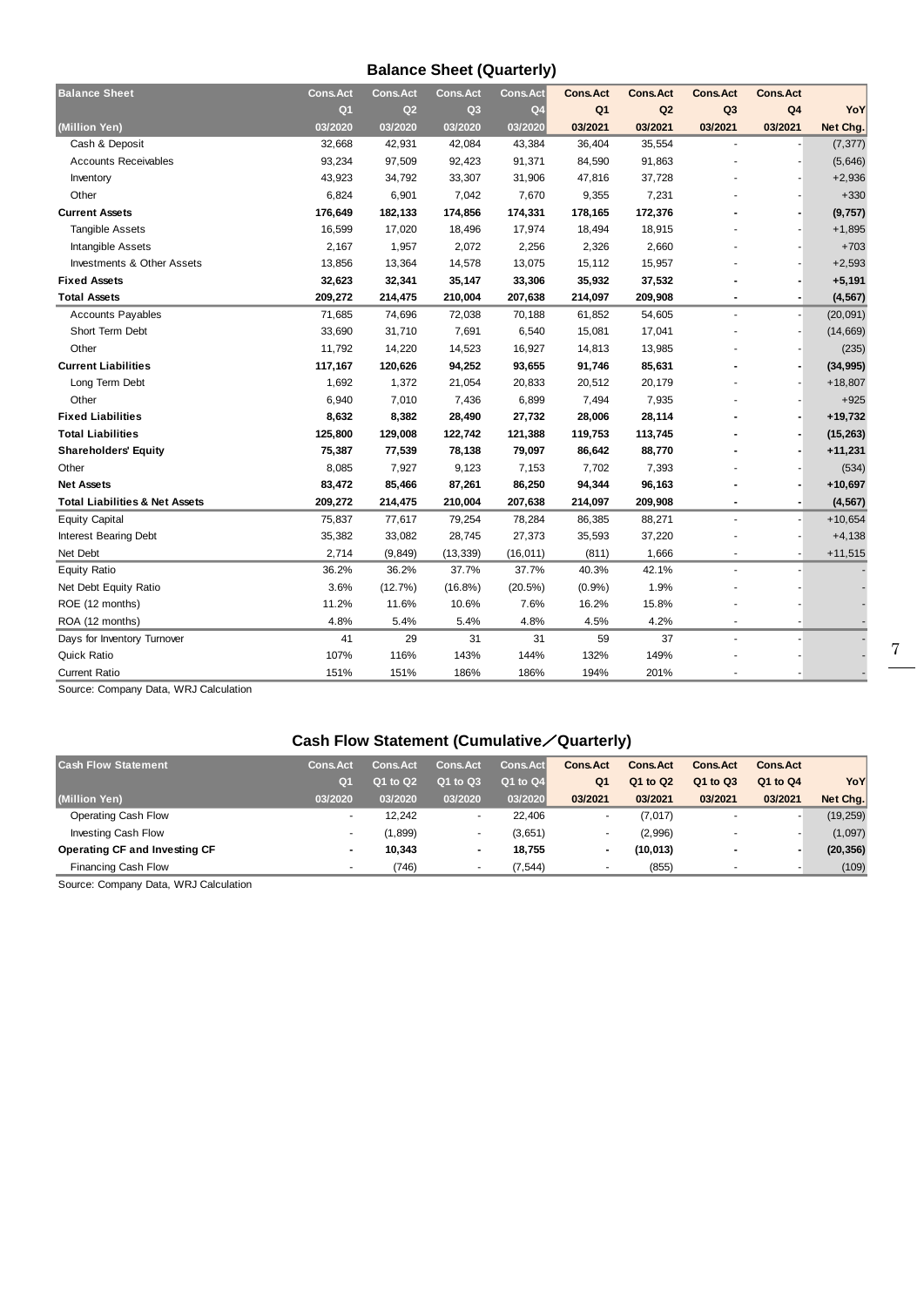## Balance Sheet (Quarterly)

| Balance Sheet | Cons.Act | Cons.Act | Cons.Act | Cons.Act | Cons.Act | Cons.Act | Cons.Act | Cons.Act | |
|---|---|---|---|---|---|---|---|---|---|
| | Q1 | Q2 | Q3 | Q4 | Q1 | Q2 | Q3 | Q4 | YoY |
| (Million Yen) | 03/2020 | 03/2020 | 03/2020 | 03/2020 | 03/2021 | 03/2021 | 03/2021 | 03/2021 | Net Chg. |
| Cash & Deposit | 32,668 | 42,931 | 42,084 | 43,384 | 36,404 | 35,554 | - | - | (7,377) |
| Accounts Receivables | 93,234 | 97,509 | 92,423 | 91,371 | 84,590 | 91,863 | - | - | (5,646) |
| Inventory | 43,923 | 34,792 | 33,307 | 31,906 | 47,816 | 37,728 | - | - | +2,936 |
| Other | 6,824 | 6,901 | 7,042 | 7,670 | 9,355 | 7,231 | - | - | +330 |
| **Current Assets** | **176,649** | **182,133** | **174,856** | **174,331** | **178,165** | **172,376** | **-** | **-** | **(9,757)** |
| Tangible Assets | 16,599 | 17,020 | 18,496 | 17,974 | 18,494 | 18,915 | - | - | +1,895 |
| Intangible Assets | 2,167 | 1,957 | 2,072 | 2,256 | 2,326 | 2,660 | - | - | +703 |
| Investments & Other Assets | 13,856 | 13,364 | 14,578 | 13,075 | 15,112 | 15,957 | - | - | +2,593 |
| **Fixed Assets** | **32,623** | **32,341** | **35,147** | **33,306** | **35,932** | **37,532** | **-** | **-** | **+5,191** |
| **Total Assets** | **209,272** | **214,475** | **210,004** | **207,638** | **214,097** | **209,908** | **-** | **-** | **(4,567)** |
| Accounts Payables | 71,685 | 74,696 | 72,038 | 70,188 | 61,852 | 54,605 | - | - | (20,091) |
| Short Term Debt | 33,690 | 31,710 | 7,691 | 6,540 | 15,081 | 17,041 | - | - | (14,669) |
| Other | 11,792 | 14,220 | 14,523 | 16,927 | 14,813 | 13,985 | - | - | (235) |
| **Current Liabilities** | **117,167** | **120,626** | **94,252** | **93,655** | **91,746** | **85,631** | **-** | **-** | **(34,995)** |
| Long Term Debt | 1,692 | 1,372 | 21,054 | 20,833 | 20,512 | 20,179 | - | - | +18,807 |
| Other | 6,940 | 7,010 | 7,436 | 6,899 | 7,494 | 7,935 | - | - | +925 |
| **Fixed Liabilities** | **8,632** | **8,382** | **28,490** | **27,732** | **28,006** | **28,114** | **-** | **-** | **+19,732** |
| **Total Liabilities** | **125,800** | **129,008** | **122,742** | **121,388** | **119,753** | **113,745** | **-** | **-** | **(15,263)** |
| **Shareholders' Equity** | **75,387** | **77,539** | **78,138** | **79,097** | **86,642** | **88,770** | **-** | **-** | **+11,231** |
| Other | 8,085 | 7,927 | 9,123 | 7,153 | 7,702 | 7,393 | - | - | (534) |
| **Net Assets** | **83,472** | **85,466** | **87,261** | **86,250** | **94,344** | **96,163** | **-** | **-** | **+10,697** |
| **Total Liabilities & Net Assets** | **209,272** | **214,475** | **210,004** | **207,638** | **214,097** | **209,908** | **-** | **-** | **(4,567)** |
| Equity Capital | 75,837 | 77,617 | 79,254 | 78,284 | 86,385 | 88,271 | - | - | +10,654 |
| Interest Bearing Debt | 35,382 | 33,082 | 28,745 | 27,373 | 35,593 | 37,220 | - | - | +4,138 |
| Net Debt | 2,714 | (9,849) | (13,339) | (16,011) | (811) | 1,666 | - | - | +11,515 |
| Equity Ratio | 36.2% | 36.2% | 37.7% | 37.7% | 40.3% | 42.1% | - | - | - |
| Net Debt Equity Ratio | 3.6% | (12.7%) | (16.8%) | (20.5%) | (0.9%) | 1.9% | - | - | - |
| ROE (12 months) | 11.2% | 11.6% | 10.6% | 7.6% | 16.2% | 15.8% | - | - | - |
| ROA (12 months) | 4.8% | 5.4% | 5.4% | 4.8% | 4.5% | 4.2% | - | - | - |
| Days for Inventory Turnover | 41 | 29 | 31 | 31 | 59 | 37 | - | - | - |
| Quick Ratio | 107% | 116% | 143% | 144% | 132% | 149% | - | - | - |
| Current Ratio | 151% | 151% | 186% | 186% | 194% | 201% | - | - | - |

Source: Company Data, WRJ Calculation

## Cash Flow Statement (Cumulative／Quarterly)

| Cash Flow Statement | Cons.Act | Cons.Act | Cons.Act | Cons.Act | Cons.Act | Cons.Act | Cons.Act | Cons.Act | |
|---|---|---|---|---|---|---|---|---|---|
| | Q1 | Q1 to Q2 | Q1 to Q3 | Q1 to Q4 | Q1 | Q1 to Q2 | Q1 to Q3 | Q1 to Q4 | YoY |
| (Million Yen) | 03/2020 | 03/2020 | 03/2020 | 03/2020 | 03/2021 | 03/2021 | 03/2021 | 03/2021 | Net Chg. |
| Operating Cash Flow | - | 12,242 | - | 22,406 | - | (7,017) | - | - | (19,259) |
| Investing Cash Flow | - | (1,899) | - | (3,651) | - | (2,996) | - | - | (1,097) |
| **Operating CF and Investing CF** | **-** | **10,343** | **-** | **18,755** | **-** | **(10,013)** | **-** | **-** | **(20,356)** |
| Financing Cash Flow | - | (746) | - | (7,544) | - | (855) | - | - | (109) |

Source: Company Data, WRJ Calculation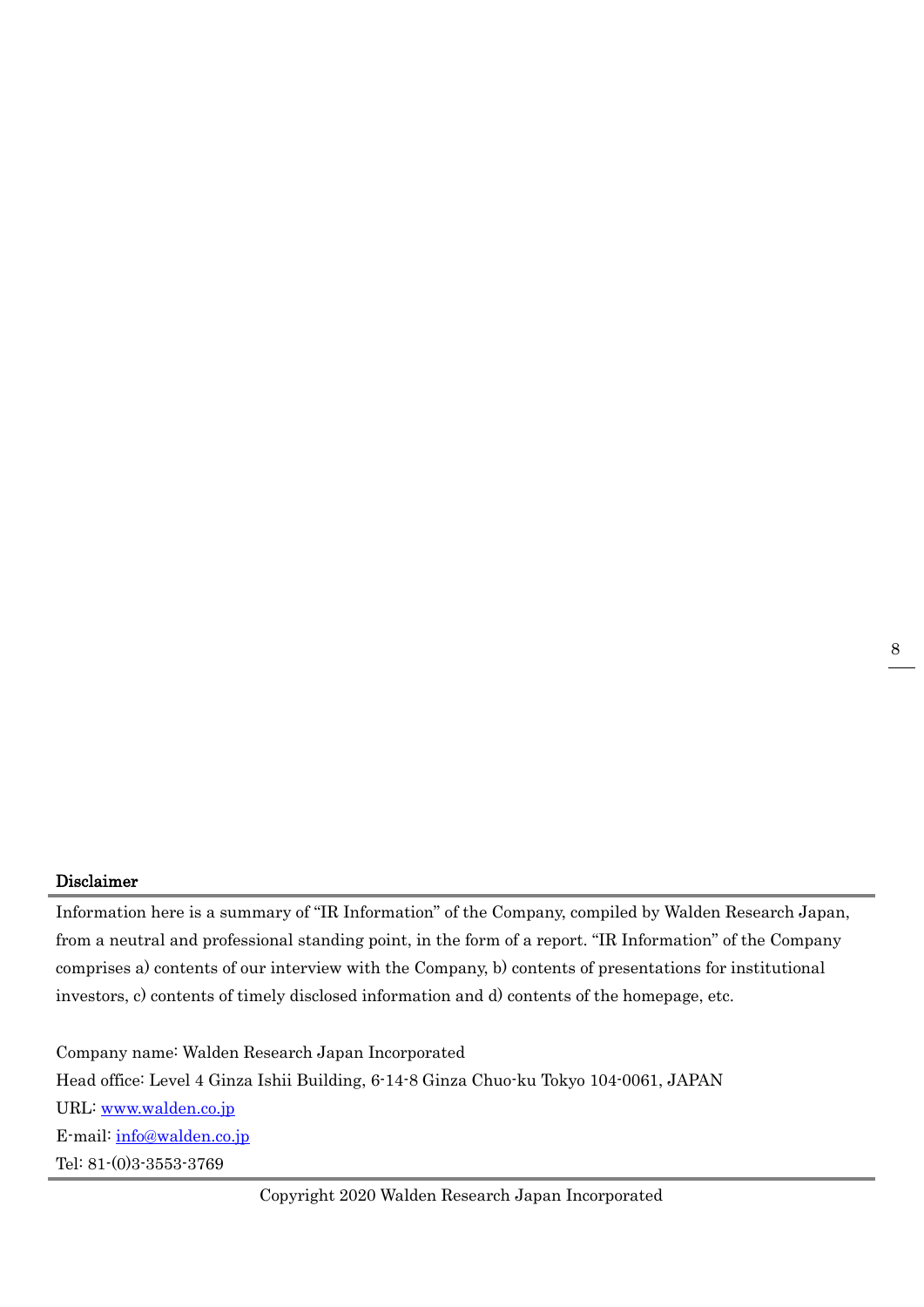**Disclaimer**

Information here is a summary of "IR Information" of the Company, compiled by Walden Research Japan, from a neutral and professional standing point, in the form of a report. "IR Information" of the Company comprises a) contents of our interview with the Company, b) contents of presentations for institutional investors, c) contents of timely disclosed information and d) contents of the homepage, etc.

Company name: Walden Research Japan Incorporated
Head office: Level 4 Ginza Ishii Building, 6-14-8 Ginza Chuo-ku Tokyo 104-0061, JAPAN
URL: www.walden.co.jp
E-mail: info@walden.co.jp
Tel: 81-(0)3-3553-3769

Copyright 2020 Walden Research Japan Incorporated